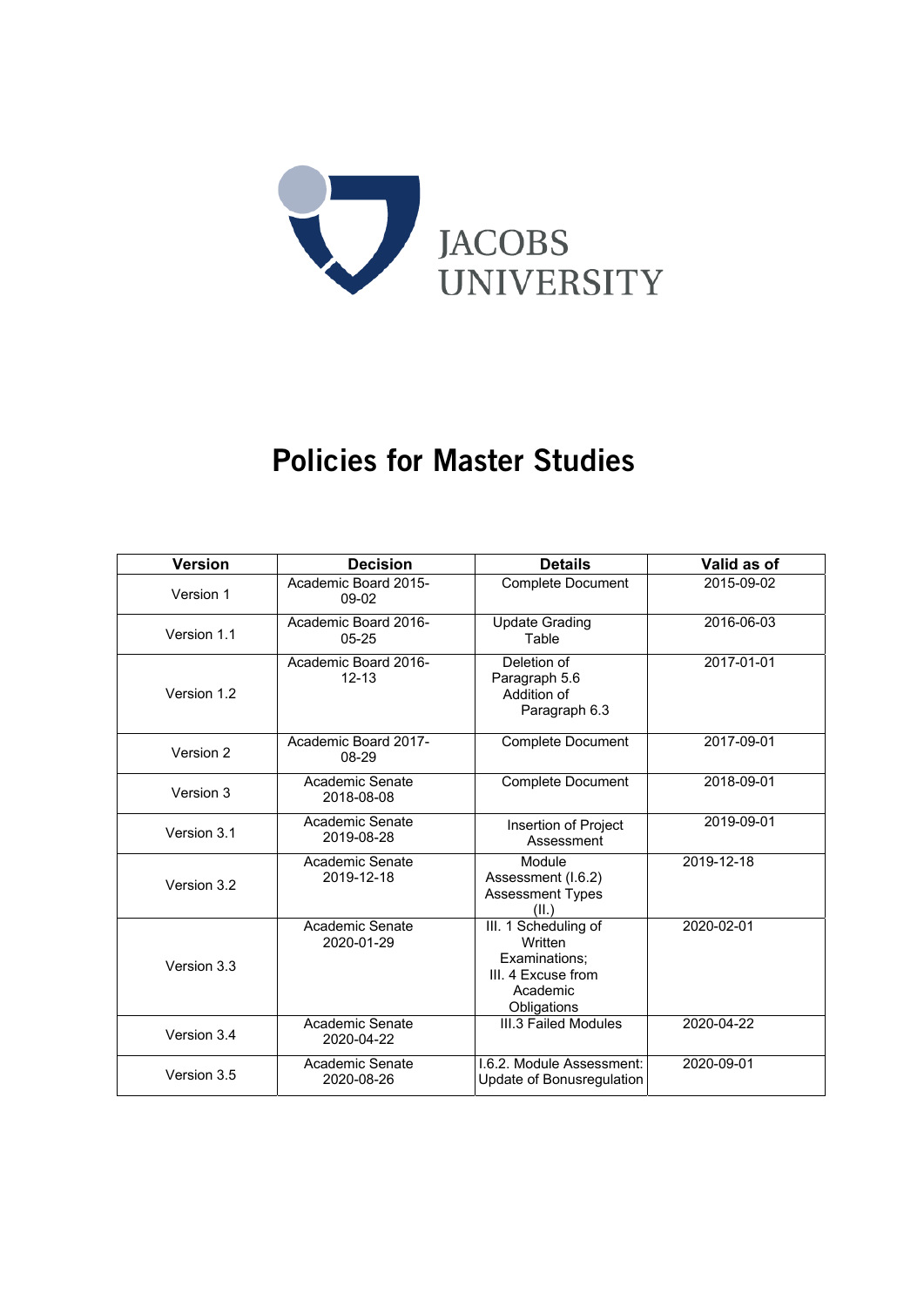JACOBS UNIVERSITY

# Policies for Master Studies

| Version | Decision | Details | Valid as of |
|---|---|---|---|
| Version 1 | Academic Board 2015-09-02 | Complete Document | 2015-09-02 |
| Version 1.1 | Academic Board 2016-05-25 | Update Grading Table | 2016-06-03 |
| Version 1.2 | Academic Board 2016-12-13 | Deletion of Paragraph 5.6 Addition of Paragraph 6.3 | 2017-01-01 |
| Version 2 | Academic Board 2017-08-29 | Complete Document | 2017-09-01 |
| Version 3 | Academic Senate 2018-08-08 | Complete Document | 2018-09-01 |
| Version 3.1 | Academic Senate 2019-08-28 | Insertion of Project Assessment | 2019-09-01 |
| Version 3.2 | Academic Senate 2019-12-18 | Module Assessment (I.6.2) Assessment Types (II.) | 2019-12-18 |
| Version 3.3 | Academic Senate 2020-01-29 | III. 1 Scheduling of Written Examinations; III. 4 Excuse from Academic Obligations | 2020-02-01 |
| Version 3.4 | Academic Senate 2020-04-22 | III.3 Failed Modules | 2020-04-22 |
| Version 3.5 | Academic Senate 2020-08-26 | I.6.2. Module Assessment: Update of Bonusregulation | 2020-09-01 |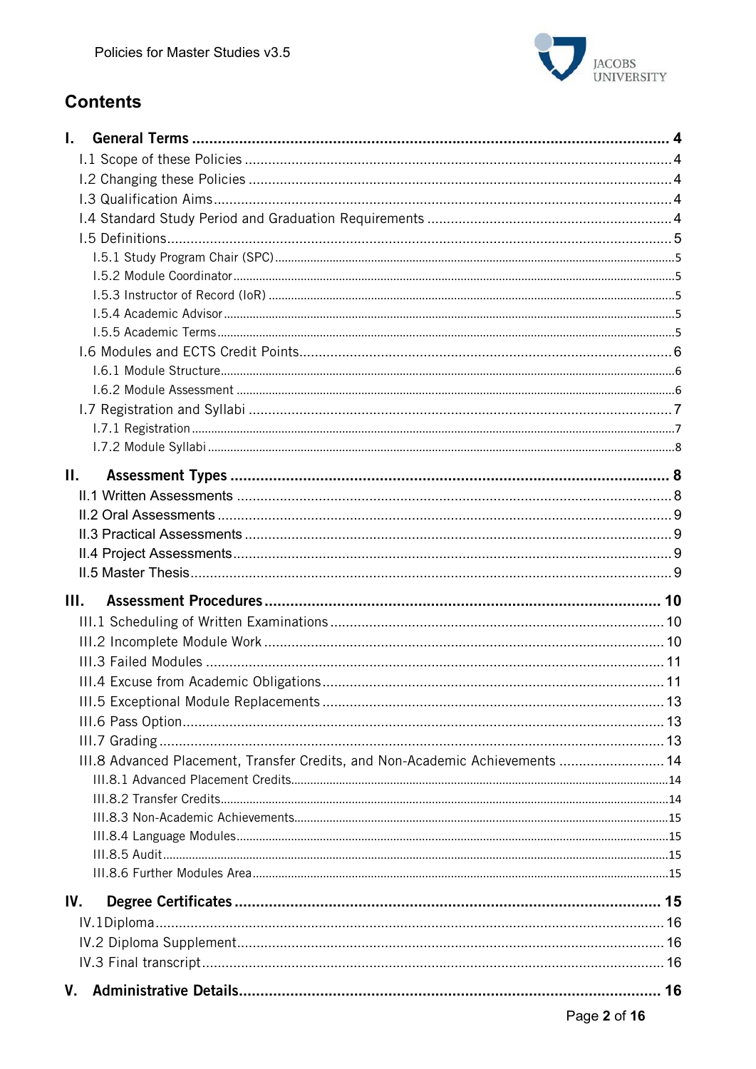# Contents

- **I. General Terms** 4
  - I.1 Scope of these Policies 4
  - I.2 Changing these Policies 4
  - I.3 Qualification Aims 4
  - I.4 Standard Study Period and Graduation Requirements 4
  - I.5 Definitions 5
    - I.5.1 Study Program Chair (SPC) 5
    - I.5.2 Module Coordinator 5
    - I.5.3 Instructor of Record (IoR) 5
    - I.5.4 Academic Advisor 5
    - I.5.5 Academic Terms 5
  - I.6 Modules and ECTS Credit Points 6
    - I.6.1 Module Structure 6
    - I.6.2 Module Assessment 6
  - I.7 Registration and Syllabi 7
    - I.7.1 Registration 7
    - I.7.2 Module Syllabi 8
- **II. Assessment Types** 8
  - II.1 Written Assessments 8
  - II.2 Oral Assessments 9
  - II.3 Practical Assessments 9
  - II.4 Project Assessments 9
  - II.5 Master Thesis 9
- **III. Assessment Procedures** 10
  - III.1 Scheduling of Written Examinations 10
  - III.2 Incomplete Module Work 10
  - III.3 Failed Modules 11
  - III.4 Excuse from Academic Obligations 11
  - III.5 Exceptional Module Replacements 13
  - III.6 Pass Option 13
  - III.7 Grading 13
  - III.8 Advanced Placement, Transfer Credits, and Non-Academic Achievements 14
    - III.8.1 Advanced Placement Credits 14
    - III.8.2 Transfer Credits 14
    - III.8.3 Non-Academic Achievements 15
    - III.8.4 Language Modules 15
    - III.8.5 Audit 15
    - III.8.6 Further Modules Area 15
- **IV. Degree Certificates** 15
  - IV.1 Diploma 16
  - IV.2 Diploma Supplement 16
  - IV.3 Final transcript 16
- **V. Administrative Details** 16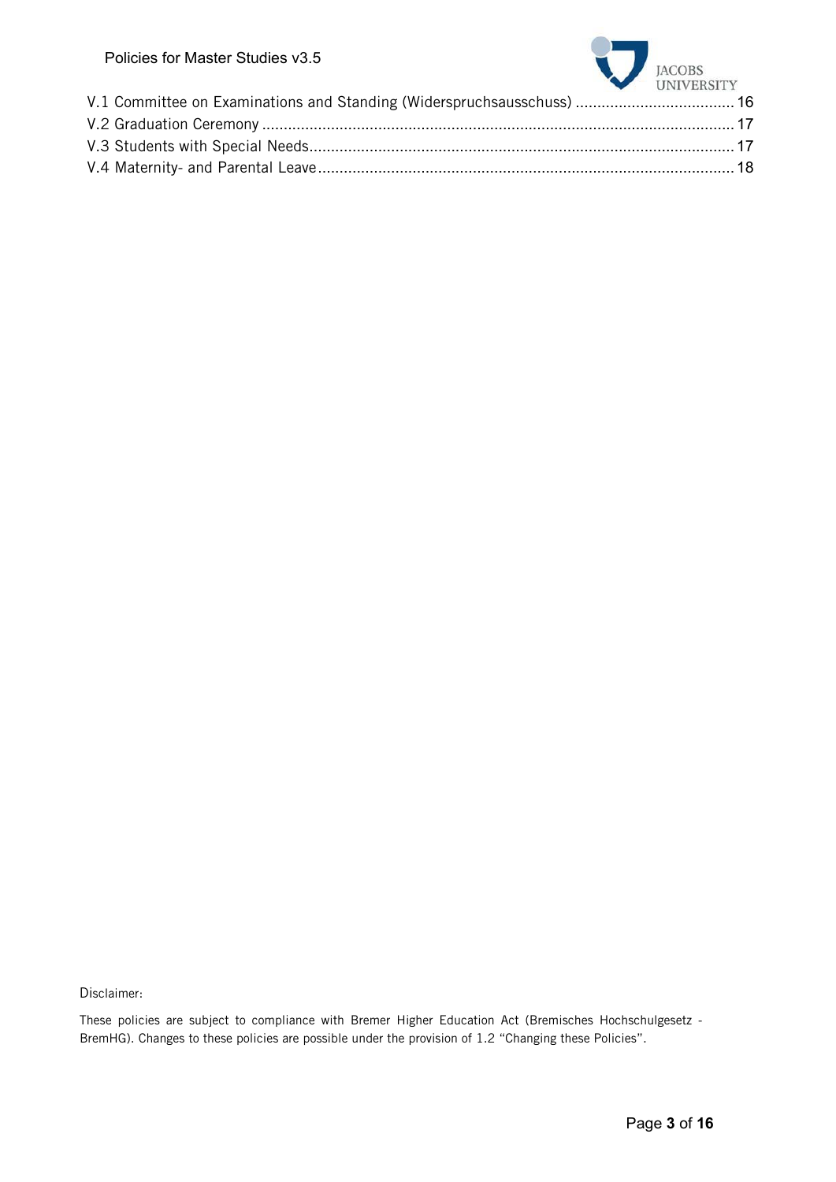V.1 Committee on Examinations and Standing (Widerspruchsausschuss) ..................................... 16
V.2 Graduation Ceremony ............................................................................................................. 17
V.3 Students with Special Needs................................................................................................... 17
V.4 Maternity- and Parental Leave ................................................................................................ 18

Disclaimer:

These policies are subject to compliance with Bremer Higher Education Act (Bremisches Hochschulgesetz - BremHG). Changes to these policies are possible under the provision of 1.2 "Changing these Policies".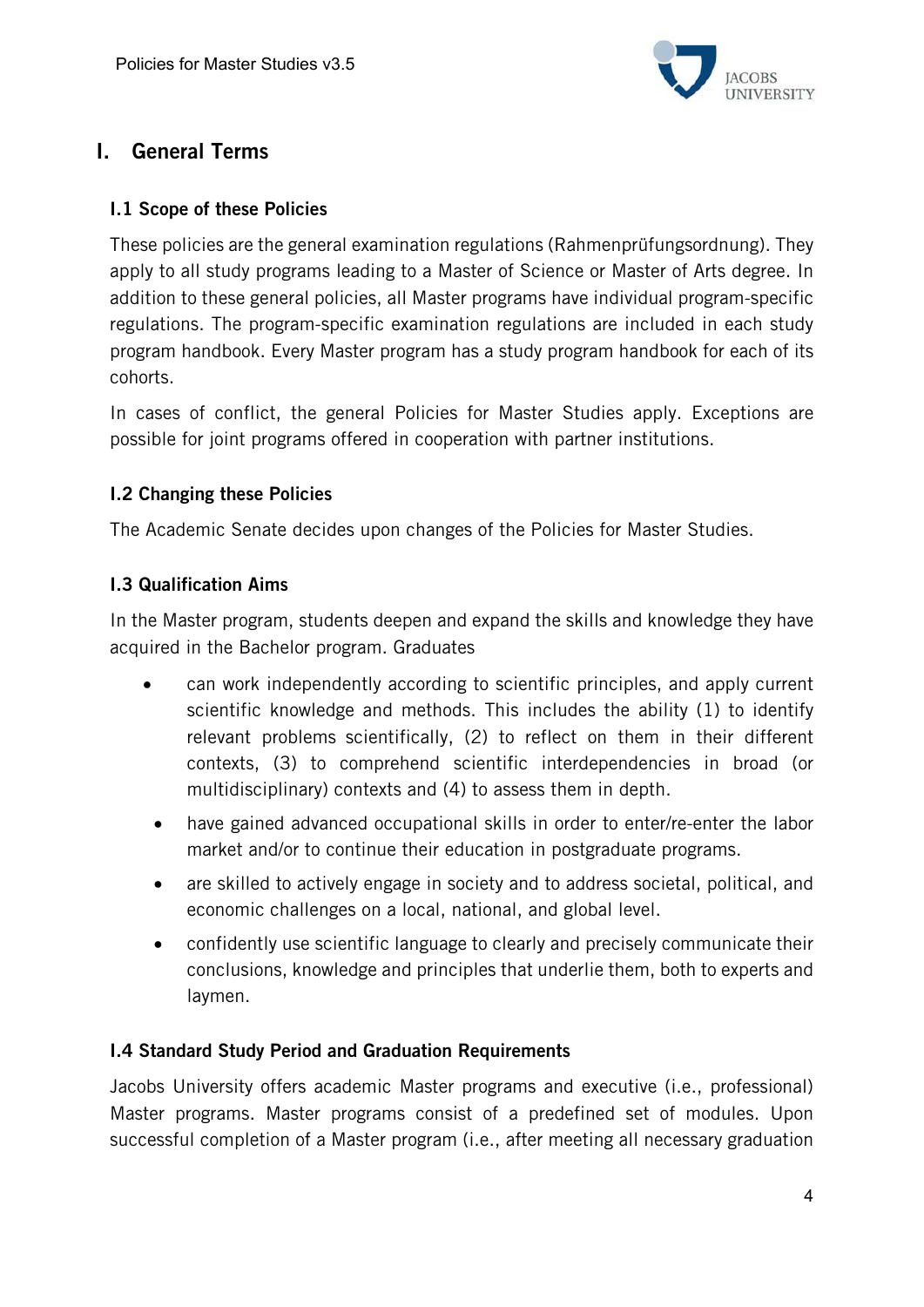# I. General Terms

## I.1 Scope of these Policies

These policies are the general examination regulations (Rahmenprüfungsordnung). They apply to all study programs leading to a Master of Science or Master of Arts degree. In addition to these general policies, all Master programs have individual program-specific regulations. The program-specific examination regulations are included in each study program handbook. Every Master program has a study program handbook for each of its cohorts.

In cases of conflict, the general Policies for Master Studies apply. Exceptions are possible for joint programs offered in cooperation with partner institutions.

## I.2 Changing these Policies

The Academic Senate decides upon changes of the Policies for Master Studies.

## I.3 Qualification Aims

In the Master program, students deepen and expand the skills and knowledge they have acquired in the Bachelor program. Graduates

- can work independently according to scientific principles, and apply current scientific knowledge and methods. This includes the ability (1) to identify relevant problems scientifically, (2) to reflect on them in their different contexts, (3) to comprehend scientific interdependencies in broad (or multidisciplinary) contexts and (4) to assess them in depth.
- have gained advanced occupational skills in order to enter/re-enter the labor market and/or to continue their education in postgraduate programs.
- are skilled to actively engage in society and to address societal, political, and economic challenges on a local, national, and global level.
- confidently use scientific language to clearly and precisely communicate their conclusions, knowledge and principles that underlie them, both to experts and laymen.

## I.4 Standard Study Period and Graduation Requirements

Jacobs University offers academic Master programs and executive (i.e., professional) Master programs. Master programs consist of a predefined set of modules. Upon successful completion of a Master program (i.e., after meeting all necessary graduation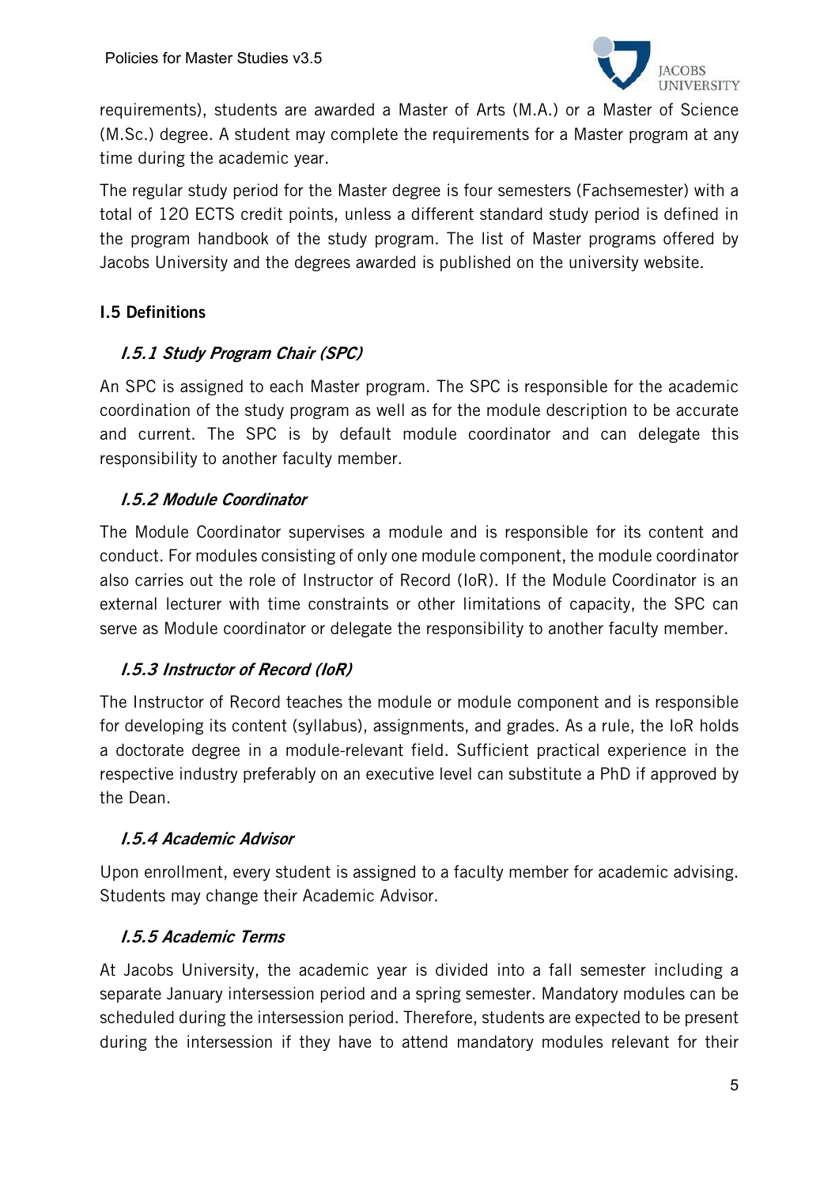requirements), students are awarded a Master of Arts (M.A.) or a Master of Science (M.Sc.) degree. A student may complete the requirements for a Master program at any time during the academic year.

The regular study period for the Master degree is four semesters (Fachsemester) with a total of 120 ECTS credit points, unless a different standard study period is defined in the program handbook of the study program. The list of Master programs offered by Jacobs University and the degrees awarded is published on the university website.

## I.5 Definitions

### *I.5.1 Study Program Chair (SPC)*

An SPC is assigned to each Master program. The SPC is responsible for the academic coordination of the study program as well as for the module description to be accurate and current. The SPC is by default module coordinator and can delegate this responsibility to another faculty member.

### *I.5.2 Module Coordinator*

The Module Coordinator supervises a module and is responsible for its content and conduct. For modules consisting of only one module component, the module coordinator also carries out the role of Instructor of Record (IoR). If the Module Coordinator is an external lecturer with time constraints or other limitations of capacity, the SPC can serve as Module coordinator or delegate the responsibility to another faculty member.

### *I.5.3 Instructor of Record (IoR)*

The Instructor of Record teaches the module or module component and is responsible for developing its content (syllabus), assignments, and grades. As a rule, the IoR holds a doctorate degree in a module-relevant field. Sufficient practical experience in the respective industry preferably on an executive level can substitute a PhD if approved by the Dean.

### *I.5.4 Academic Advisor*

Upon enrollment, every student is assigned to a faculty member for academic advising. Students may change their Academic Advisor.

### *I.5.5 Academic Terms*

At Jacobs University, the academic year is divided into a fall semester including a separate January intersession period and a spring semester. Mandatory modules can be scheduled during the intersession period. Therefore, students are expected to be present during the intersession if they have to attend mandatory modules relevant for their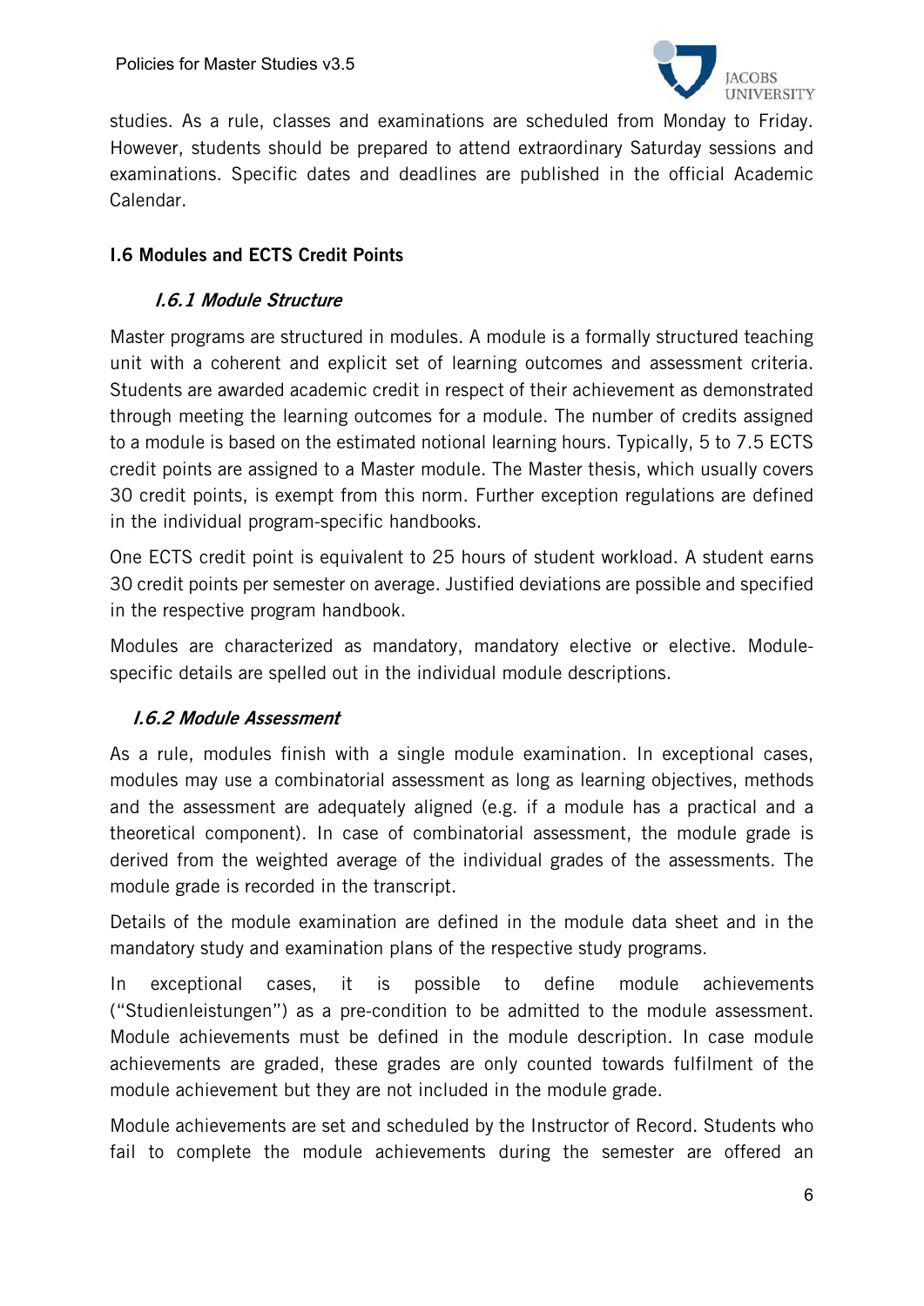studies. As a rule, classes and examinations are scheduled from Monday to Friday. However, students should be prepared to attend extraordinary Saturday sessions and examinations. Specific dates and deadlines are published in the official Academic Calendar.

## I.6 Modules and ECTS Credit Points

### *I.6.1 Module Structure*

Master programs are structured in modules. A module is a formally structured teaching unit with a coherent and explicit set of learning outcomes and assessment criteria. Students are awarded academic credit in respect of their achievement as demonstrated through meeting the learning outcomes for a module. The number of credits assigned to a module is based on the estimated notional learning hours. Typically, 5 to 7.5 ECTS credit points are assigned to a Master module. The Master thesis, which usually covers 30 credit points, is exempt from this norm. Further exception regulations are defined in the individual program-specific handbooks.

One ECTS credit point is equivalent to 25 hours of student workload. A student earns 30 credit points per semester on average. Justified deviations are possible and specified in the respective program handbook.

Modules are characterized as mandatory, mandatory elective or elective. Module-specific details are spelled out in the individual module descriptions.

### *I.6.2 Module Assessment*

As a rule, modules finish with a single module examination. In exceptional cases, modules may use a combinatorial assessment as long as learning objectives, methods and the assessment are adequately aligned (e.g. if a module has a practical and a theoretical component). In case of combinatorial assessment, the module grade is derived from the weighted average of the individual grades of the assessments. The module grade is recorded in the transcript.

Details of the module examination are defined in the module data sheet and in the mandatory study and examination plans of the respective study programs.

In exceptional cases, it is possible to define module achievements ("Studienleistungen") as a pre-condition to be admitted to the module assessment. Module achievements must be defined in the module description. In case module achievements are graded, these grades are only counted towards fulfilment of the module achievement but they are not included in the module grade.

Module achievements are set and scheduled by the Instructor of Record. Students who fail to complete the module achievements during the semester are offered an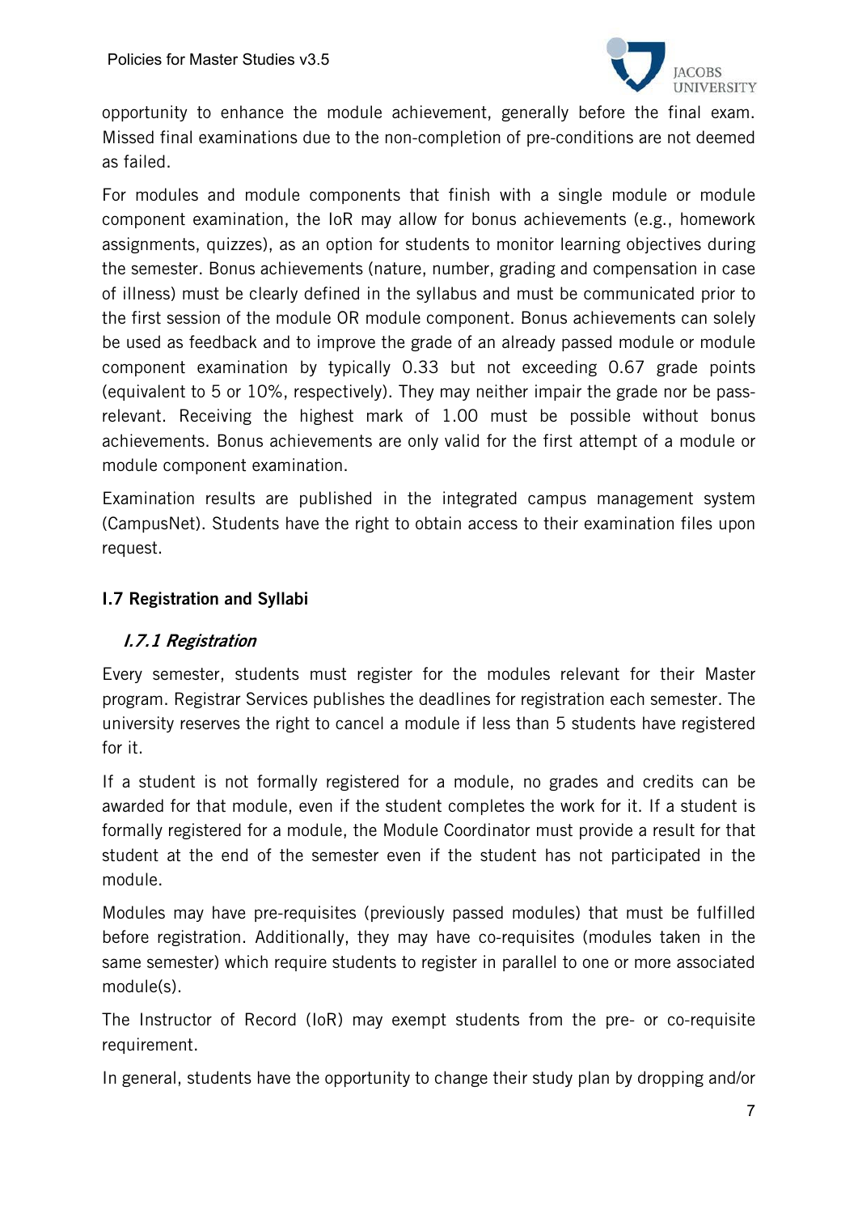opportunity to enhance the module achievement, generally before the final exam. Missed final examinations due to the non-completion of pre-conditions are not deemed as failed.

For modules and module components that finish with a single module or module component examination, the IoR may allow for bonus achievements (e.g., homework assignments, quizzes), as an option for students to monitor learning objectives during the semester. Bonus achievements (nature, number, grading and compensation in case of illness) must be clearly defined in the syllabus and must be communicated prior to the first session of the module OR module component. Bonus achievements can solely be used as feedback and to improve the grade of an already passed module or module component examination by typically 0.33 but not exceeding 0.67 grade points (equivalent to 5 or 10%, respectively). They may neither impair the grade nor be pass-relevant. Receiving the highest mark of 1.00 must be possible without bonus achievements. Bonus achievements are only valid for the first attempt of a module or module component examination.

Examination results are published in the integrated campus management system (CampusNet). Students have the right to obtain access to their examination files upon request.

## I.7 Registration and Syllabi

### *I.7.1 Registration*

Every semester, students must register for the modules relevant for their Master program. Registrar Services publishes the deadlines for registration each semester. The university reserves the right to cancel a module if less than 5 students have registered for it.

If a student is not formally registered for a module, no grades and credits can be awarded for that module, even if the student completes the work for it. If a student is formally registered for a module, the Module Coordinator must provide a result for that student at the end of the semester even if the student has not participated in the module.

Modules may have pre-requisites (previously passed modules) that must be fulfilled before registration. Additionally, they may have co-requisites (modules taken in the same semester) which require students to register in parallel to one or more associated module(s).

The Instructor of Record (IoR) may exempt students from the pre- or co-requisite requirement.

In general, students have the opportunity to change their study plan by dropping and/or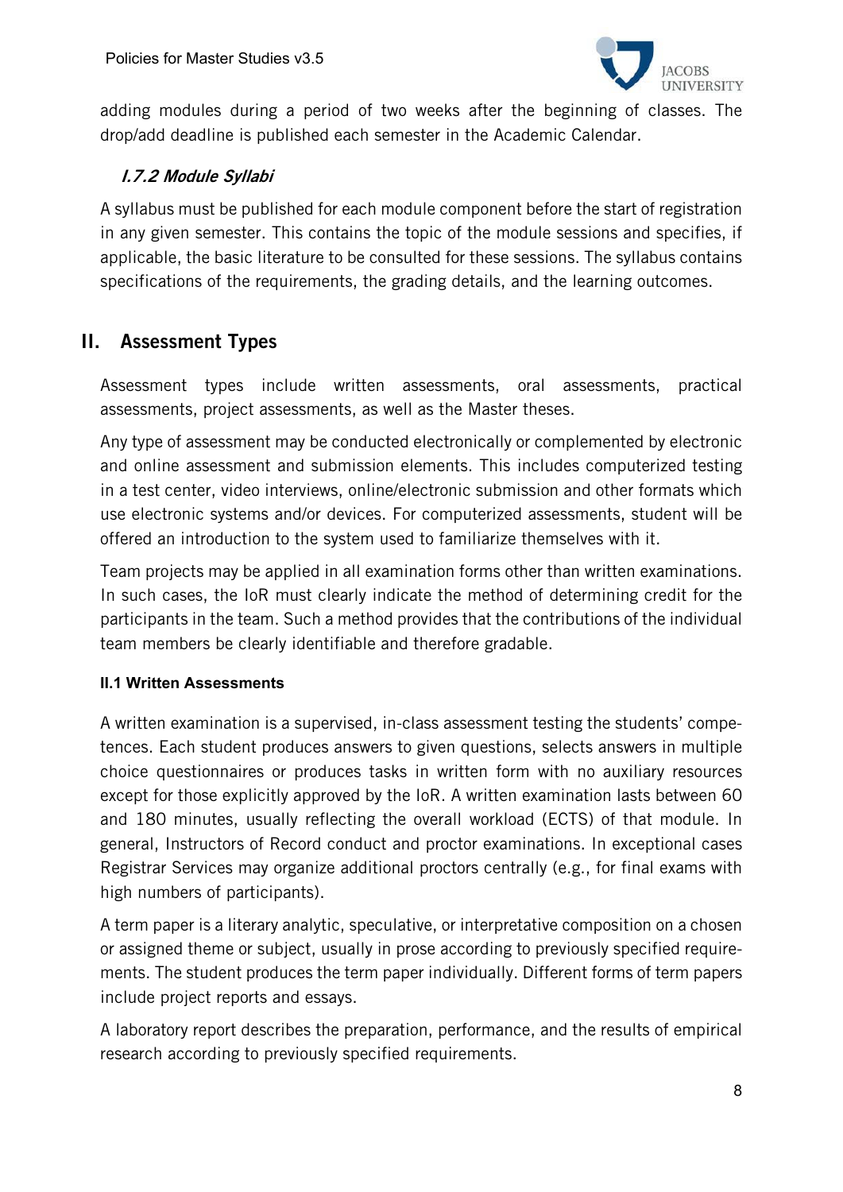adding modules during a period of two weeks after the beginning of classes. The drop/add deadline is published each semester in the Academic Calendar.

### *I.7.2 Module Syllabi*

A syllabus must be published for each module component before the start of registration in any given semester. This contains the topic of the module sessions and specifies, if applicable, the basic literature to be consulted for these sessions. The syllabus contains specifications of the requirements, the grading details, and the learning outcomes.

## II. Assessment Types

Assessment types include written assessments, oral assessments, practical assessments, project assessments, as well as the Master theses.

Any type of assessment may be conducted electronically or complemented by electronic and online assessment and submission elements. This includes computerized testing in a test center, video interviews, online/electronic submission and other formats which use electronic systems and/or devices. For computerized assessments, student will be offered an introduction to the system used to familiarize themselves with it.

Team projects may be applied in all examination forms other than written examinations. In such cases, the IoR must clearly indicate the method of determining credit for the participants in the team. Such a method provides that the contributions of the individual team members be clearly identifiable and therefore gradable.

### II.1 Written Assessments

A written examination is a supervised, in-class assessment testing the students' competences. Each student produces answers to given questions, selects answers in multiple choice questionnaires or produces tasks in written form with no auxiliary resources except for those explicitly approved by the IoR. A written examination lasts between 60 and 180 minutes, usually reflecting the overall workload (ECTS) of that module. In general, Instructors of Record conduct and proctor examinations. In exceptional cases Registrar Services may organize additional proctors centrally (e.g., for final exams with high numbers of participants).

A term paper is a literary analytic, speculative, or interpretative composition on a chosen or assigned theme or subject, usually in prose according to previously specified requirements. The student produces the term paper individually. Different forms of term papers include project reports and essays.

A laboratory report describes the preparation, performance, and the results of empirical research according to previously specified requirements.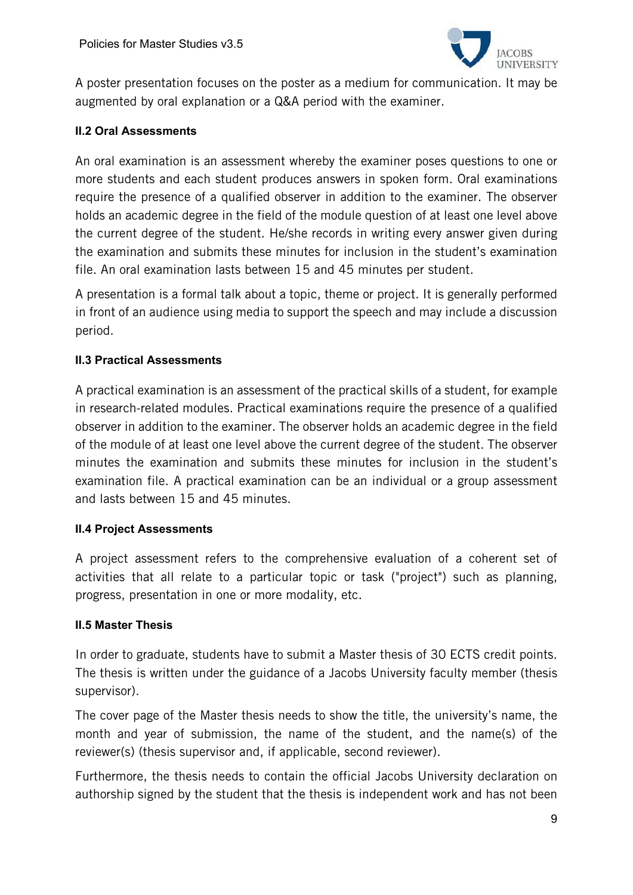A poster presentation focuses on the poster as a medium for communication. It may be augmented by oral explanation or a Q&A period with the examiner.

### II.2 Oral Assessments

An oral examination is an assessment whereby the examiner poses questions to one or more students and each student produces answers in spoken form. Oral examinations require the presence of a qualified observer in addition to the examiner. The observer holds an academic degree in the field of the module question of at least one level above the current degree of the student. He/she records in writing every answer given during the examination and submits these minutes for inclusion in the student's examination file. An oral examination lasts between 15 and 45 minutes per student.

A presentation is a formal talk about a topic, theme or project. It is generally performed in front of an audience using media to support the speech and may include a discussion period.

### II.3 Practical Assessments

A practical examination is an assessment of the practical skills of a student, for example in research-related modules. Practical examinations require the presence of a qualified observer in addition to the examiner. The observer holds an academic degree in the field of the module of at least one level above the current degree of the student. The observer minutes the examination and submits these minutes for inclusion in the student's examination file. A practical examination can be an individual or a group assessment and lasts between 15 and 45 minutes.

### II.4 Project Assessments

A project assessment refers to the comprehensive evaluation of a coherent set of activities that all relate to a particular topic or task ("project") such as planning, progress, presentation in one or more modality, etc.

### II.5 Master Thesis

In order to graduate, students have to submit a Master thesis of 30 ECTS credit points. The thesis is written under the guidance of a Jacobs University faculty member (thesis supervisor).

The cover page of the Master thesis needs to show the title, the university's name, the month and year of submission, the name of the student, and the name(s) of the reviewer(s) (thesis supervisor and, if applicable, second reviewer).

Furthermore, the thesis needs to contain the official Jacobs University declaration on authorship signed by the student that the thesis is independent work and has not been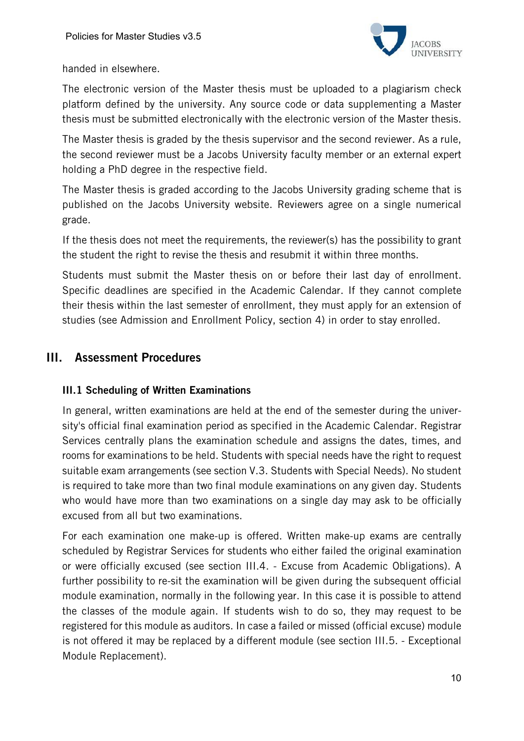handed in elsewhere.

The electronic version of the Master thesis must be uploaded to a plagiarism check platform defined by the university. Any source code or data supplementing a Master thesis must be submitted electronically with the electronic version of the Master thesis.

The Master thesis is graded by the thesis supervisor and the second reviewer. As a rule, the second reviewer must be a Jacobs University faculty member or an external expert holding a PhD degree in the respective field.

The Master thesis is graded according to the Jacobs University grading scheme that is published on the Jacobs University website. Reviewers agree on a single numerical grade.

If the thesis does not meet the requirements, the reviewer(s) has the possibility to grant the student the right to revise the thesis and resubmit it within three months.

Students must submit the Master thesis on or before their last day of enrollment. Specific deadlines are specified in the Academic Calendar. If they cannot complete their thesis within the last semester of enrollment, they must apply for an extension of studies (see Admission and Enrollment Policy, section 4) in order to stay enrolled.

## III. Assessment Procedures

### III.1 Scheduling of Written Examinations

In general, written examinations are held at the end of the semester during the university's official final examination period as specified in the Academic Calendar. Registrar Services centrally plans the examination schedule and assigns the dates, times, and rooms for examinations to be held. Students with special needs have the right to request suitable exam arrangements (see section V.3. Students with Special Needs). No student is required to take more than two final module examinations on any given day. Students who would have more than two examinations on a single day may ask to be officially excused from all but two examinations.

For each examination one make-up is offered. Written make-up exams are centrally scheduled by Registrar Services for students who either failed the original examination or were officially excused (see section III.4. - Excuse from Academic Obligations). A further possibility to re-sit the examination will be given during the subsequent official module examination, normally in the following year. In this case it is possible to attend the classes of the module again. If students wish to do so, they may request to be registered for this module as auditors. In case a failed or missed (official excuse) module is not offered it may be replaced by a different module (see section III.5. - Exceptional Module Replacement).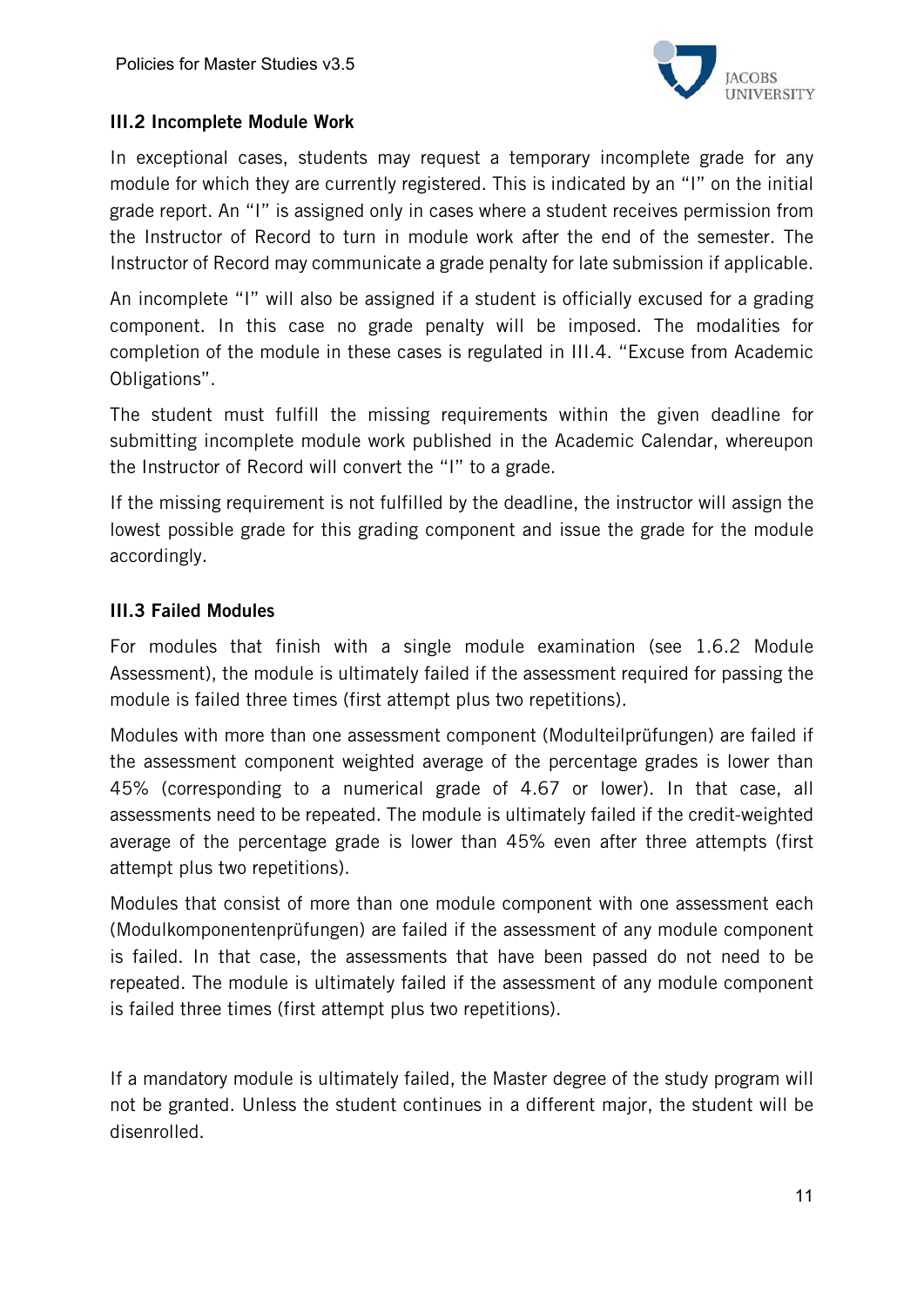### III.2 Incomplete Module Work

In exceptional cases, students may request a temporary incomplete grade for any module for which they are currently registered. This is indicated by an "I" on the initial grade report. An "I" is assigned only in cases where a student receives permission from the Instructor of Record to turn in module work after the end of the semester. The Instructor of Record may communicate a grade penalty for late submission if applicable.

An incomplete "I" will also be assigned if a student is officially excused for a grading component. In this case no grade penalty will be imposed. The modalities for completion of the module in these cases is regulated in III.4. "Excuse from Academic Obligations".

The student must fulfill the missing requirements within the given deadline for submitting incomplete module work published in the Academic Calendar, whereupon the Instructor of Record will convert the "I" to a grade.

If the missing requirement is not fulfilled by the deadline, the instructor will assign the lowest possible grade for this grading component and issue the grade for the module accordingly.

### III.3 Failed Modules

For modules that finish with a single module examination (see 1.6.2 Module Assessment), the module is ultimately failed if the assessment required for passing the module is failed three times (first attempt plus two repetitions).

Modules with more than one assessment component (Modulteilprüfungen) are failed if the assessment component weighted average of the percentage grades is lower than 45% (corresponding to a numerical grade of 4.67 or lower). In that case, all assessments need to be repeated. The module is ultimately failed if the credit-weighted average of the percentage grade is lower than 45% even after three attempts (first attempt plus two repetitions).

Modules that consist of more than one module component with one assessment each (Modulkomponentenprüfungen) are failed if the assessment of any module component is failed. In that case, the assessments that have been passed do not need to be repeated. The module is ultimately failed if the assessment of any module component is failed three times (first attempt plus two repetitions).

If a mandatory module is ultimately failed, the Master degree of the study program will not be granted. Unless the student continues in a different major, the student will be disenrolled.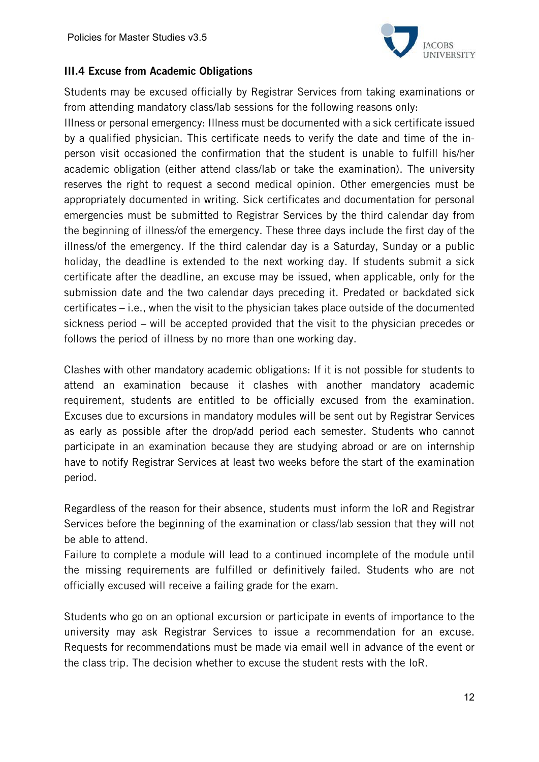### III.4 Excuse from Academic Obligations

Students may be excused officially by Registrar Services from taking examinations or from attending mandatory class/lab sessions for the following reasons only:

Illness or personal emergency: Illness must be documented with a sick certificate issued by a qualified physician. This certificate needs to verify the date and time of the in-person visit occasioned the confirmation that the student is unable to fulfill his/her academic obligation (either attend class/lab or take the examination). The university reserves the right to request a second medical opinion. Other emergencies must be appropriately documented in writing. Sick certificates and documentation for personal emergencies must be submitted to Registrar Services by the third calendar day from the beginning of illness/of the emergency. These three days include the first day of the illness/of the emergency. If the third calendar day is a Saturday, Sunday or a public holiday, the deadline is extended to the next working day. If students submit a sick certificate after the deadline, an excuse may be issued, when applicable, only for the submission date and the two calendar days preceding it. Predated or backdated sick certificates – i.e., when the visit to the physician takes place outside of the documented sickness period – will be accepted provided that the visit to the physician precedes or follows the period of illness by no more than one working day.

Clashes with other mandatory academic obligations: If it is not possible for students to attend an examination because it clashes with another mandatory academic requirement, students are entitled to be officially excused from the examination. Excuses due to excursions in mandatory modules will be sent out by Registrar Services as early as possible after the drop/add period each semester. Students who cannot participate in an examination because they are studying abroad or are on internship have to notify Registrar Services at least two weeks before the start of the examination period.

Regardless of the reason for their absence, students must inform the IoR and Registrar Services before the beginning of the examination or class/lab session that they will not be able to attend.

Failure to complete a module will lead to a continued incomplete of the module until the missing requirements are fulfilled or definitively failed. Students who are not officially excused will receive a failing grade for the exam.

Students who go on an optional excursion or participate in events of importance to the university may ask Registrar Services to issue a recommendation for an excuse. Requests for recommendations must be made via email well in advance of the event or the class trip. The decision whether to excuse the student rests with the IoR.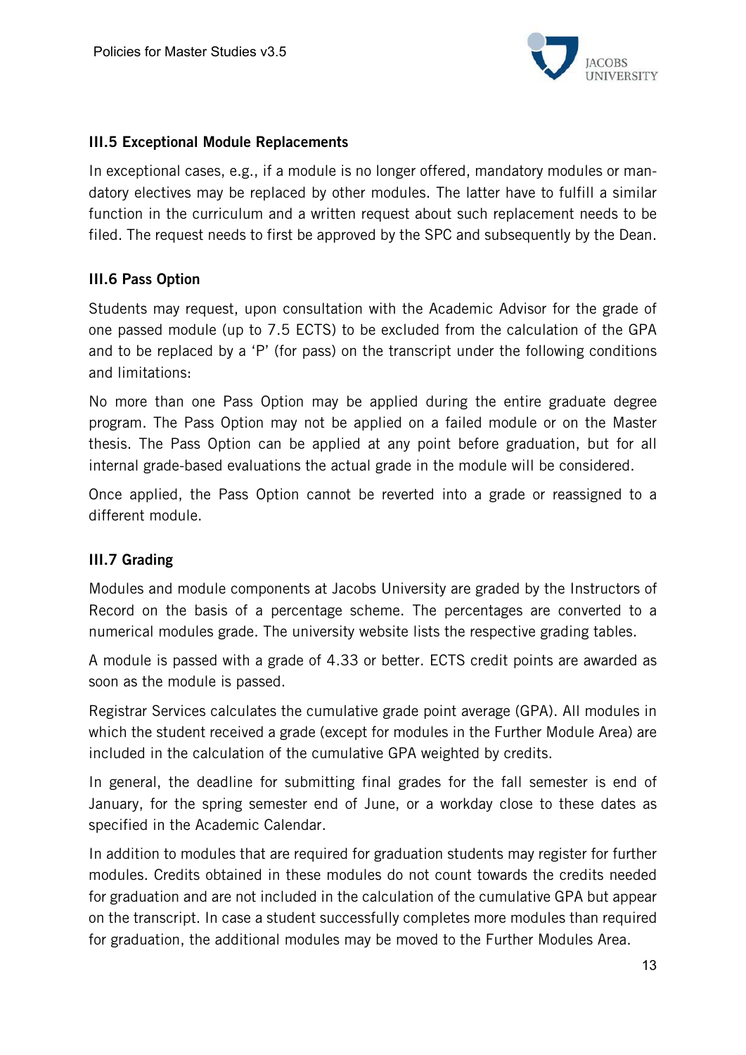### III.5 Exceptional Module Replacements

In exceptional cases, e.g., if a module is no longer offered, mandatory modules or mandatory electives may be replaced by other modules. The latter have to fulfill a similar function in the curriculum and a written request about such replacement needs to be filed. The request needs to first be approved by the SPC and subsequently by the Dean.

### III.6 Pass Option

Students may request, upon consultation with the Academic Advisor for the grade of one passed module (up to 7.5 ECTS) to be excluded from the calculation of the GPA and to be replaced by a 'P' (for pass) on the transcript under the following conditions and limitations:

No more than one Pass Option may be applied during the entire graduate degree program. The Pass Option may not be applied on a failed module or on the Master thesis. The Pass Option can be applied at any point before graduation, but for all internal grade-based evaluations the actual grade in the module will be considered.

Once applied, the Pass Option cannot be reverted into a grade or reassigned to a different module.

### III.7 Grading

Modules and module components at Jacobs University are graded by the Instructors of Record on the basis of a percentage scheme. The percentages are converted to a numerical modules grade. The university website lists the respective grading tables.

A module is passed with a grade of 4.33 or better. ECTS credit points are awarded as soon as the module is passed.

Registrar Services calculates the cumulative grade point average (GPA). All modules in which the student received a grade (except for modules in the Further Module Area) are included in the calculation of the cumulative GPA weighted by credits.

In general, the deadline for submitting final grades for the fall semester is end of January, for the spring semester end of June, or a workday close to these dates as specified in the Academic Calendar.

In addition to modules that are required for graduation students may register for further modules. Credits obtained in these modules do not count towards the credits needed for graduation and are not included in the calculation of the cumulative GPA but appear on the transcript. In case a student successfully completes more modules than required for graduation, the additional modules may be moved to the Further Modules Area.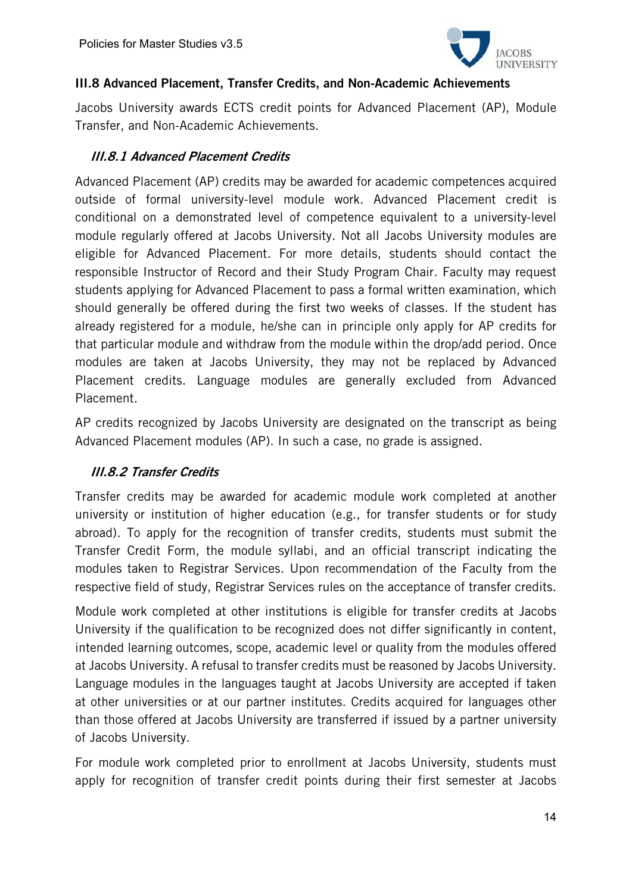### III.8 Advanced Placement, Transfer Credits, and Non-Academic Achievements

Jacobs University awards ECTS credit points for Advanced Placement (AP), Module Transfer, and Non-Academic Achievements.

#### *III.8.1 Advanced Placement Credits*

Advanced Placement (AP) credits may be awarded for academic competences acquired outside of formal university-level module work. Advanced Placement credit is conditional on a demonstrated level of competence equivalent to a university-level module regularly offered at Jacobs University. Not all Jacobs University modules are eligible for Advanced Placement. For more details, students should contact the responsible Instructor of Record and their Study Program Chair. Faculty may request students applying for Advanced Placement to pass a formal written examination, which should generally be offered during the first two weeks of classes. If the student has already registered for a module, he/she can in principle only apply for AP credits for that particular module and withdraw from the module within the drop/add period. Once modules are taken at Jacobs University, they may not be replaced by Advanced Placement credits. Language modules are generally excluded from Advanced Placement.

AP credits recognized by Jacobs University are designated on the transcript as being Advanced Placement modules (AP). In such a case, no grade is assigned.

#### *III.8.2 Transfer Credits*

Transfer credits may be awarded for academic module work completed at another university or institution of higher education (e.g., for transfer students or for study abroad). To apply for the recognition of transfer credits, students must submit the Transfer Credit Form, the module syllabi, and an official transcript indicating the modules taken to Registrar Services. Upon recommendation of the Faculty from the respective field of study, Registrar Services rules on the acceptance of transfer credits.

Module work completed at other institutions is eligible for transfer credits at Jacobs University if the qualification to be recognized does not differ significantly in content, intended learning outcomes, scope, academic level or quality from the modules offered at Jacobs University. A refusal to transfer credits must be reasoned by Jacobs University. Language modules in the languages taught at Jacobs University are accepted if taken at other universities or at our partner institutes. Credits acquired for languages other than those offered at Jacobs University are transferred if issued by a partner university of Jacobs University.

For module work completed prior to enrollment at Jacobs University, students must apply for recognition of transfer credit points during their first semester at Jacobs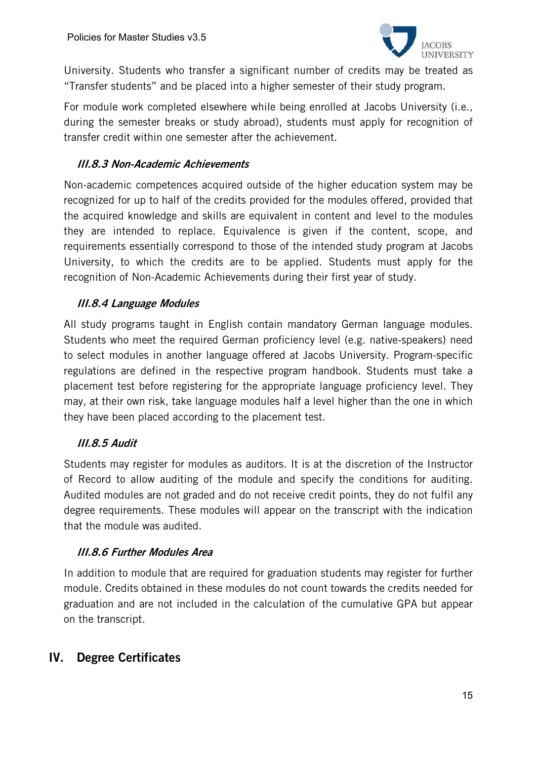University. Students who transfer a significant number of credits may be treated as "Transfer students" and be placed into a higher semester of their study program.

For module work completed elsewhere while being enrolled at Jacobs University (i.e., during the semester breaks or study abroad), students must apply for recognition of transfer credit within one semester after the achievement.

### *III.8.3 Non-Academic Achievements*

Non-academic competences acquired outside of the higher education system may be recognized for up to half of the credits provided for the modules offered, provided that the acquired knowledge and skills are equivalent in content and level to the modules they are intended to replace. Equivalence is given if the content, scope, and requirements essentially correspond to those of the intended study program at Jacobs University, to which the credits are to be applied. Students must apply for the recognition of Non-Academic Achievements during their first year of study.

### *III.8.4 Language Modules*

All study programs taught in English contain mandatory German language modules. Students who meet the required German proficiency level (e.g. native-speakers) need to select modules in another language offered at Jacobs University. Program-specific regulations are defined in the respective program handbook. Students must take a placement test before registering for the appropriate language proficiency level. They may, at their own risk, take language modules half a level higher than the one in which they have been placed according to the placement test.

### *III.8.5 Audit*

Students may register for modules as auditors. It is at the discretion of the Instructor of Record to allow auditing of the module and specify the conditions for auditing. Audited modules are not graded and do not receive credit points, they do not fulfil any degree requirements. These modules will appear on the transcript with the indication that the module was audited.

### *III.8.6 Further Modules Area*

In addition to module that are required for graduation students may register for further module. Credits obtained in these modules do not count towards the credits needed for graduation and are not included in the calculation of the cumulative GPA but appear on the transcript.

## IV. Degree Certificates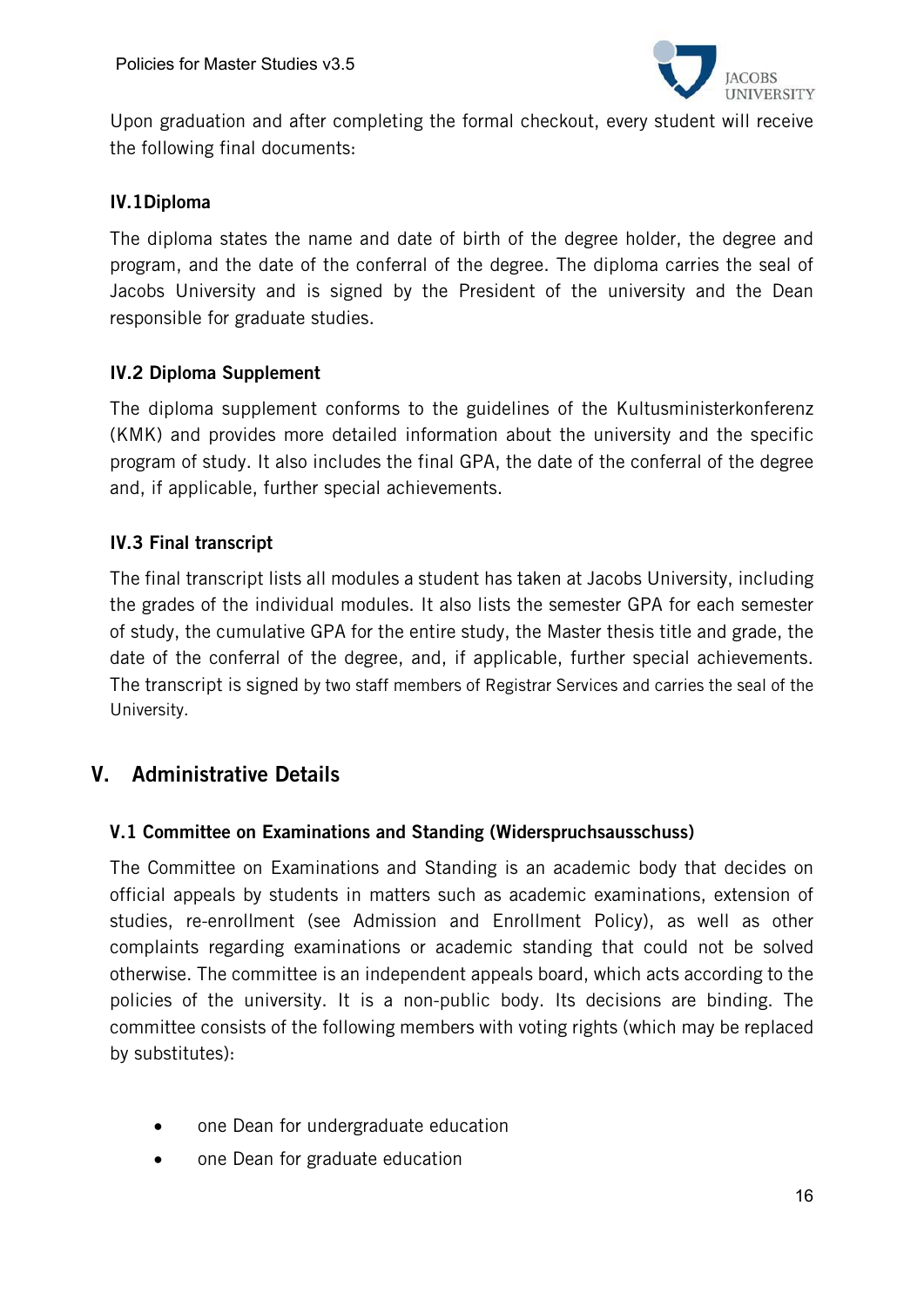Upon graduation and after completing the formal checkout, every student will receive the following final documents:

### IV.1 Diploma

The diploma states the name and date of birth of the degree holder, the degree and program, and the date of the conferral of the degree. The diploma carries the seal of Jacobs University and is signed by the President of the university and the Dean responsible for graduate studies.

### IV.2 Diploma Supplement

The diploma supplement conforms to the guidelines of the Kultusministerkonferenz (KMK) and provides more detailed information about the university and the specific program of study. It also includes the final GPA, the date of the conferral of the degree and, if applicable, further special achievements.

### IV.3 Final transcript

The final transcript lists all modules a student has taken at Jacobs University, including the grades of the individual modules. It also lists the semester GPA for each semester of study, the cumulative GPA for the entire study, the Master thesis title and grade, the date of the conferral of the degree, and, if applicable, further special achievements. The transcript is signed by two staff members of Registrar Services and carries the seal of the University.

## V. Administrative Details

### V.1 Committee on Examinations and Standing (Widerspruchsausschuss)

The Committee on Examinations and Standing is an academic body that decides on official appeals by students in matters such as academic examinations, extension of studies, re-enrollment (see Admission and Enrollment Policy), as well as other complaints regarding examinations or academic standing that could not be solved otherwise. The committee is an independent appeals board, which acts according to the policies of the university. It is a non-public body. Its decisions are binding. The committee consists of the following members with voting rights (which may be replaced by substitutes):

- one Dean for undergraduate education
- one Dean for graduate education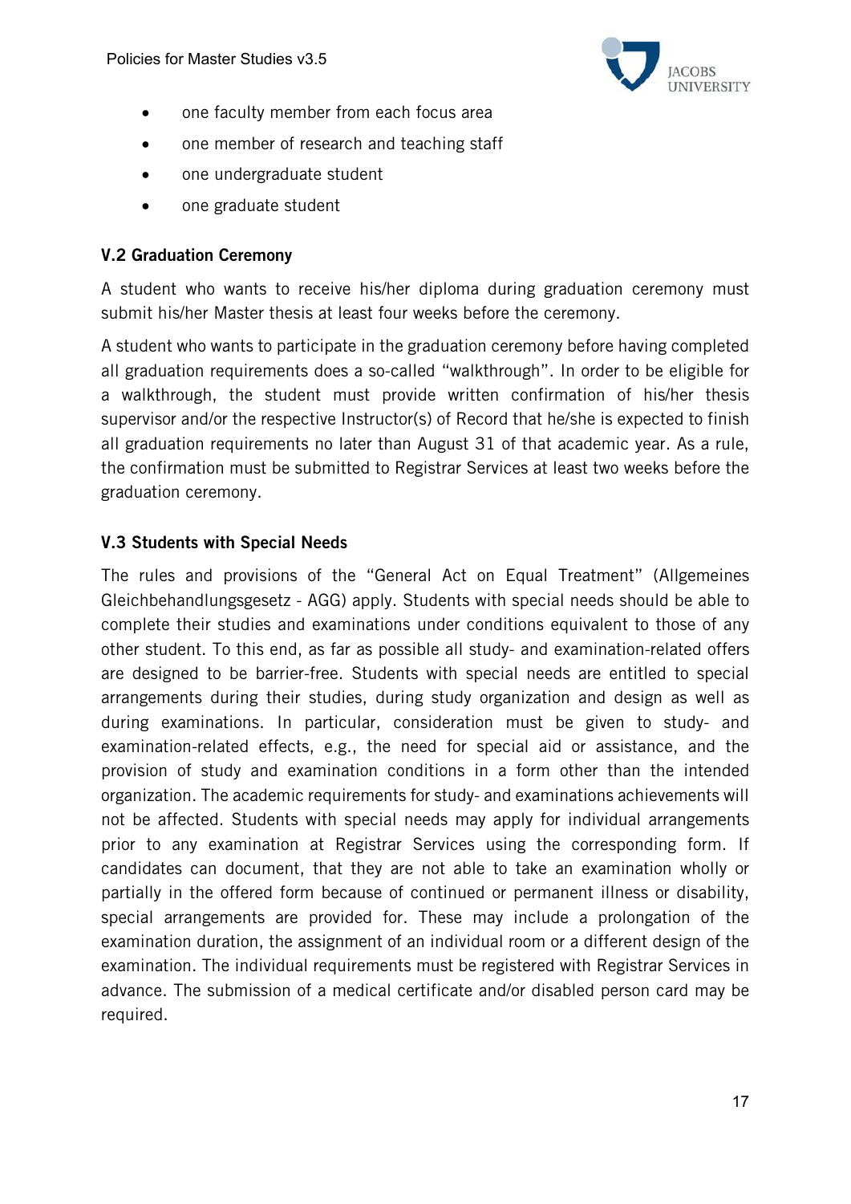- one faculty member from each focus area
- one member of research and teaching staff
- one undergraduate student
- one graduate student

### V.2 Graduation Ceremony

A student who wants to receive his/her diploma during graduation ceremony must submit his/her Master thesis at least four weeks before the ceremony.

A student who wants to participate in the graduation ceremony before having completed all graduation requirements does a so-called "walkthrough". In order to be eligible for a walkthrough, the student must provide written confirmation of his/her thesis supervisor and/or the respective Instructor(s) of Record that he/she is expected to finish all graduation requirements no later than August 31 of that academic year. As a rule, the confirmation must be submitted to Registrar Services at least two weeks before the graduation ceremony.

### V.3 Students with Special Needs

The rules and provisions of the "General Act on Equal Treatment" (Allgemeines Gleichbehandlungsgesetz - AGG) apply. Students with special needs should be able to complete their studies and examinations under conditions equivalent to those of any other student. To this end, as far as possible all study- and examination-related offers are designed to be barrier-free. Students with special needs are entitled to special arrangements during their studies, during study organization and design as well as during examinations. In particular, consideration must be given to study- and examination-related effects, e.g., the need for special aid or assistance, and the provision of study and examination conditions in a form other than the intended organization. The academic requirements for study- and examinations achievements will not be affected. Students with special needs may apply for individual arrangements prior to any examination at Registrar Services using the corresponding form. If candidates can document, that they are not able to take an examination wholly or partially in the offered form because of continued or permanent illness or disability, special arrangements are provided for. These may include a prolongation of the examination duration, the assignment of an individual room or a different design of the examination. The individual requirements must be registered with Registrar Services in advance. The submission of a medical certificate and/or disabled person card may be required.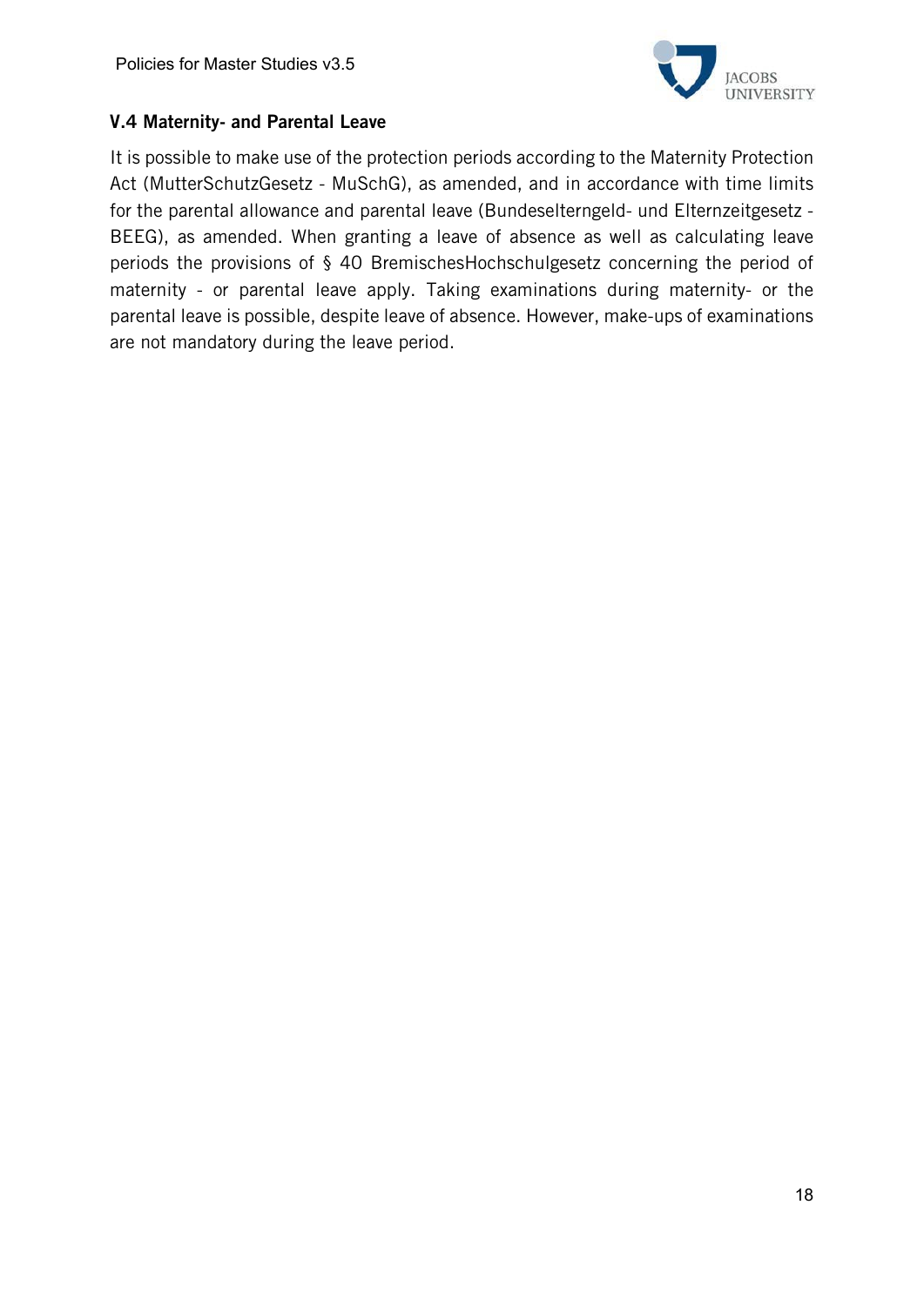### V.4 Maternity- and Parental Leave

It is possible to make use of the protection periods according to the Maternity Protection Act (MutterSchutzGesetz - MuSchG), as amended, and in accordance with time limits for the parental allowance and parental leave (Bundeselterngeld- und Elternzeitgesetz - BEEG), as amended. When granting a leave of absence as well as calculating leave periods the provisions of § 40 BremischesHochschulgesetz concerning the period of maternity - or parental leave apply. Taking examinations during maternity- or the parental leave is possible, despite leave of absence. However, make-ups of examinations are not mandatory during the leave period.